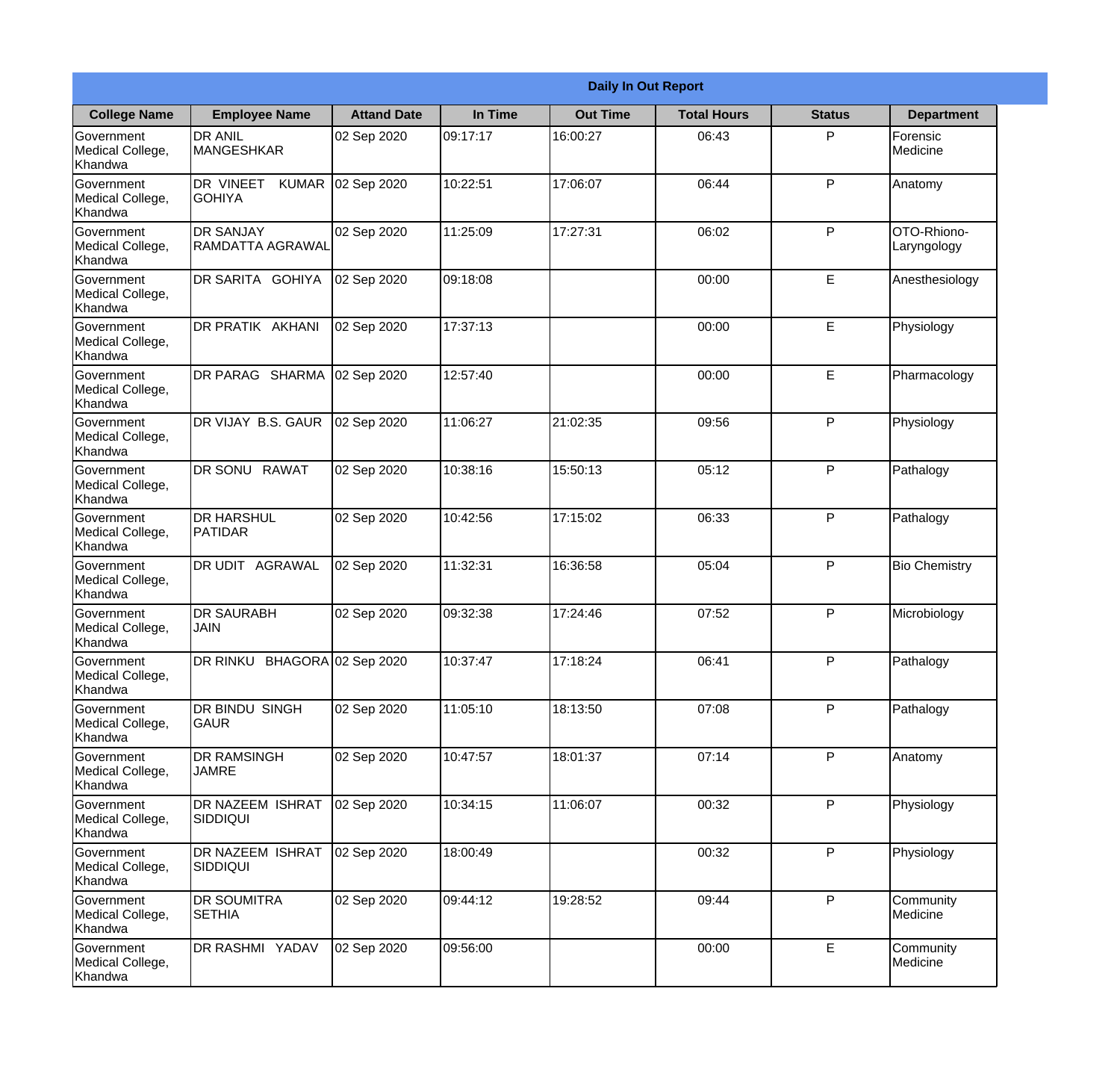| Daily In Out Report | | | | | | | |
|---|---|---|---|---|---|---|---|
| **College Name** | **Employee Name** | **Attand Date** | **In Time** | **Out Time** | **Total Hours** | **Status** | **Department** |
| Government Medical College, Khandwa | DR ANIL MANGESHKAR | 02 Sep 2020 | 09:17:17 | 16:00:27 | 06:43 | P | Forensic Medicine |
| Government Medical College, Khandwa | DR VINEET KUMAR GOHIYA | 02 Sep 2020 | 10:22:51 | 17:06:07 | 06:44 | P | Anatomy |
| Government Medical College, Khandwa | DR SANJAY RAMDATTA AGRAWAL | 02 Sep 2020 | 11:25:09 | 17:27:31 | 06:02 | P | OTO-Rhiono-Laryngology |
| Government Medical College, Khandwa | DR SARITA GOHIYA | 02 Sep 2020 | 09:18:08 | | 00:00 | E | Anesthesiology |
| Government Medical College, Khandwa | DR PRATIK AKHANI | 02 Sep 2020 | 17:37:13 | | 00:00 | E | Physiology |
| Government Medical College, Khandwa | DR PARAG SHARMA | 02 Sep 2020 | 12:57:40 | | 00:00 | E | Pharmacology |
| Government Medical College, Khandwa | DR VIJAY B.S. GAUR | 02 Sep 2020 | 11:06:27 | 21:02:35 | 09:56 | P | Physiology |
| Government Medical College, Khandwa | DR SONU RAWAT | 02 Sep 2020 | 10:38:16 | 15:50:13 | 05:12 | P | Pathalogy |
| Government Medical College, Khandwa | DR HARSHUL PATIDAR | 02 Sep 2020 | 10:42:56 | 17:15:02 | 06:33 | P | Pathalogy |
| Government Medical College, Khandwa | DR UDIT AGRAWAL | 02 Sep 2020 | 11:32:31 | 16:36:58 | 05:04 | P | Bio Chemistry |
| Government Medical College, Khandwa | DR SAURABH JAIN | 02 Sep 2020 | 09:32:38 | 17:24:46 | 07:52 | P | Microbiology |
| Government Medical College, Khandwa | DR RINKU BHAGORA | 02 Sep 2020 | 10:37:47 | 17:18:24 | 06:41 | P | Pathalogy |
| Government Medical College, Khandwa | DR BINDU SINGH GAUR | 02 Sep 2020 | 11:05:10 | 18:13:50 | 07:08 | P | Pathalogy |
| Government Medical College, Khandwa | DR RAMSINGH JAMRE | 02 Sep 2020 | 10:47:57 | 18:01:37 | 07:14 | P | Anatomy |
| Government Medical College, Khandwa | DR NAZEEM ISHRAT SIDDIQUI | 02 Sep 2020 | 10:34:15 | 11:06:07 | 00:32 | P | Physiology |
| Government Medical College, Khandwa | DR NAZEEM ISHRAT SIDDIQUI | 02 Sep 2020 | 18:00:49 | | 00:32 | P | Physiology |
| Government Medical College, Khandwa | DR SOUMITRA SETHIA | 02 Sep 2020 | 09:44:12 | 19:28:52 | 09:44 | P | Community Medicine |
| Government Medical College, Khandwa | DR RASHMI YADAV | 02 Sep 2020 | 09:56:00 | | 00:00 | E | Community Medicine |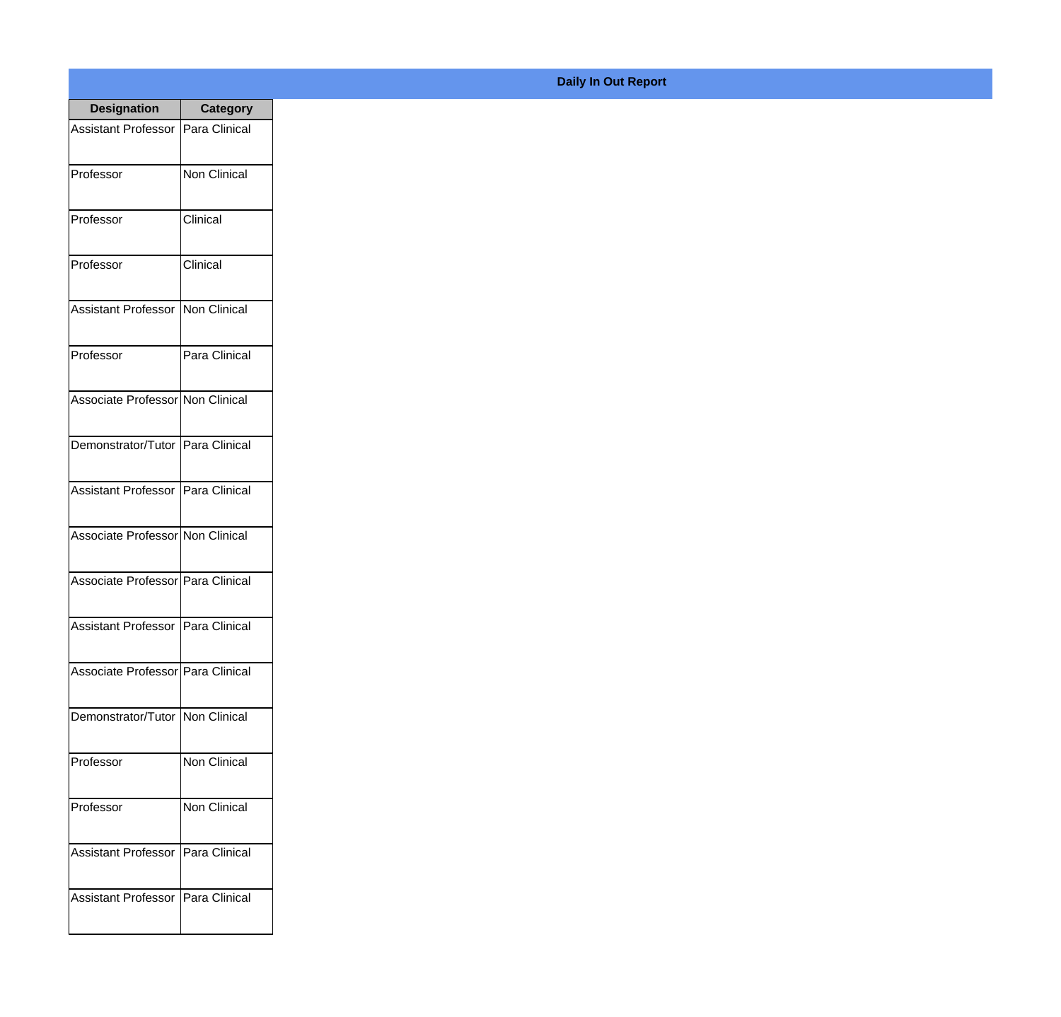**Daily In Out Report**

| Designation | Category |
|---|---|
| Assistant Professor | Para Clinical |
| Professor | Non Clinical |
| Professor | Clinical |
| Professor | Clinical |
| Assistant Professor | Non Clinical |
| Professor | Para Clinical |
| Associate Professor | Non Clinical |
| Demonstrator/Tutor | Para Clinical |
| Assistant Professor | Para Clinical |
| Associate Professor | Non Clinical |
| Associate Professor | Para Clinical |
| Assistant Professor | Para Clinical |
| Associate Professor | Para Clinical |
| Demonstrator/Tutor | Non Clinical |
| Professor | Non Clinical |
| Professor | Non Clinical |
| Assistant Professor | Para Clinical |
| Assistant Professor | Para Clinical |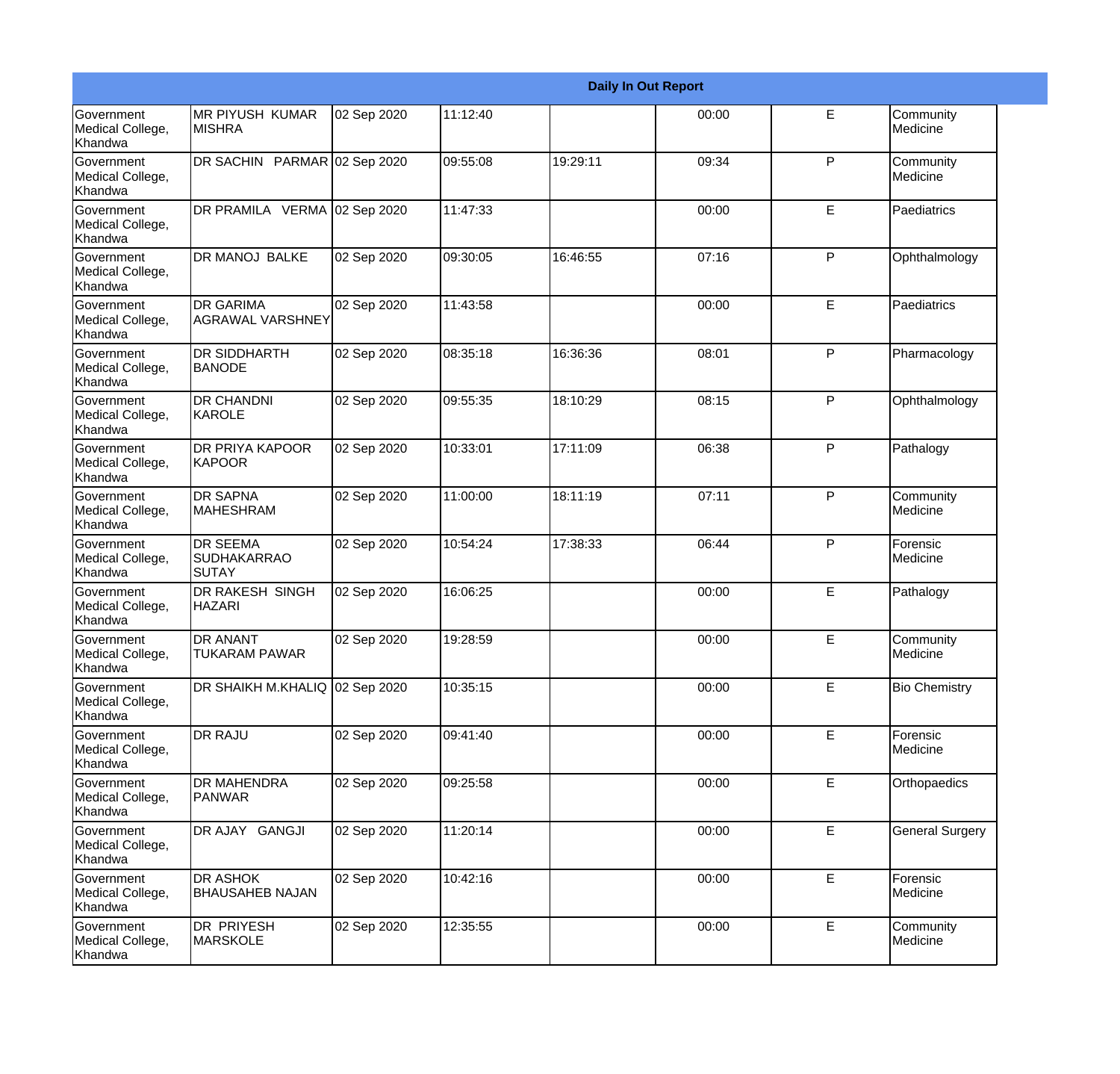| Daily In Out Report | | | | | | | |
|---|---|---|---|---|---|---|---|
| Government Medical College, Khandwa | MR PIYUSH KUMAR MISHRA | 02 Sep 2020 | 11:12:40 | | 00:00 | E | Community Medicine |
| Government Medical College, Khandwa | DR SACHIN PARMAR | 02 Sep 2020 | 09:55:08 | 19:29:11 | 09:34 | P | Community Medicine |
| Government Medical College, Khandwa | DR PRAMILA VERMA | 02 Sep 2020 | 11:47:33 | | 00:00 | E | Paediatrics |
| Government Medical College, Khandwa | DR MANOJ BALKE | 02 Sep 2020 | 09:30:05 | 16:46:55 | 07:16 | P | Ophthalmology |
| Government Medical College, Khandwa | DR GARIMA AGRAWAL VARSHNEY | 02 Sep 2020 | 11:43:58 | | 00:00 | E | Paediatrics |
| Government Medical College, Khandwa | DR SIDDHARTH BANODE | 02 Sep 2020 | 08:35:18 | 16:36:36 | 08:01 | P | Pharmacology |
| Government Medical College, Khandwa | DR CHANDNI KAROLE | 02 Sep 2020 | 09:55:35 | 18:10:29 | 08:15 | P | Ophthalmology |
| Government Medical College, Khandwa | DR PRIYA KAPOOR KAPOOR | 02 Sep 2020 | 10:33:01 | 17:11:09 | 06:38 | P | Pathalogy |
| Government Medical College, Khandwa | DR SAPNA MAHESHRAM | 02 Sep 2020 | 11:00:00 | 18:11:19 | 07:11 | P | Community Medicine |
| Government Medical College, Khandwa | DR SEEMA SUDHAKARRAO SUTAY | 02 Sep 2020 | 10:54:24 | 17:38:33 | 06:44 | P | Forensic Medicine |
| Government Medical College, Khandwa | DR RAKESH SINGH HAZARI | 02 Sep 2020 | 16:06:25 | | 00:00 | E | Pathalogy |
| Government Medical College, Khandwa | DR ANANT TUKARAM PAWAR | 02 Sep 2020 | 19:28:59 | | 00:00 | E | Community Medicine |
| Government Medical College, Khandwa | DR SHAIKH M.KHALIQ | 02 Sep 2020 | 10:35:15 | | 00:00 | E | Bio Chemistry |
| Government Medical College, Khandwa | DR RAJU | 02 Sep 2020 | 09:41:40 | | 00:00 | E | Forensic Medicine |
| Government Medical College, Khandwa | DR MAHENDRA PANWAR | 02 Sep 2020 | 09:25:58 | | 00:00 | E | Orthopaedics |
| Government Medical College, Khandwa | DR AJAY GANGJI | 02 Sep 2020 | 11:20:14 | | 00:00 | E | General Surgery |
| Government Medical College, Khandwa | DR ASHOK BHAUSAHEB NAJAN | 02 Sep 2020 | 10:42:16 | | 00:00 | E | Forensic Medicine |
| Government Medical College, Khandwa | DR PRIYESH MARSKOLE | 02 Sep 2020 | 12:35:55 | | 00:00 | E | Community Medicine |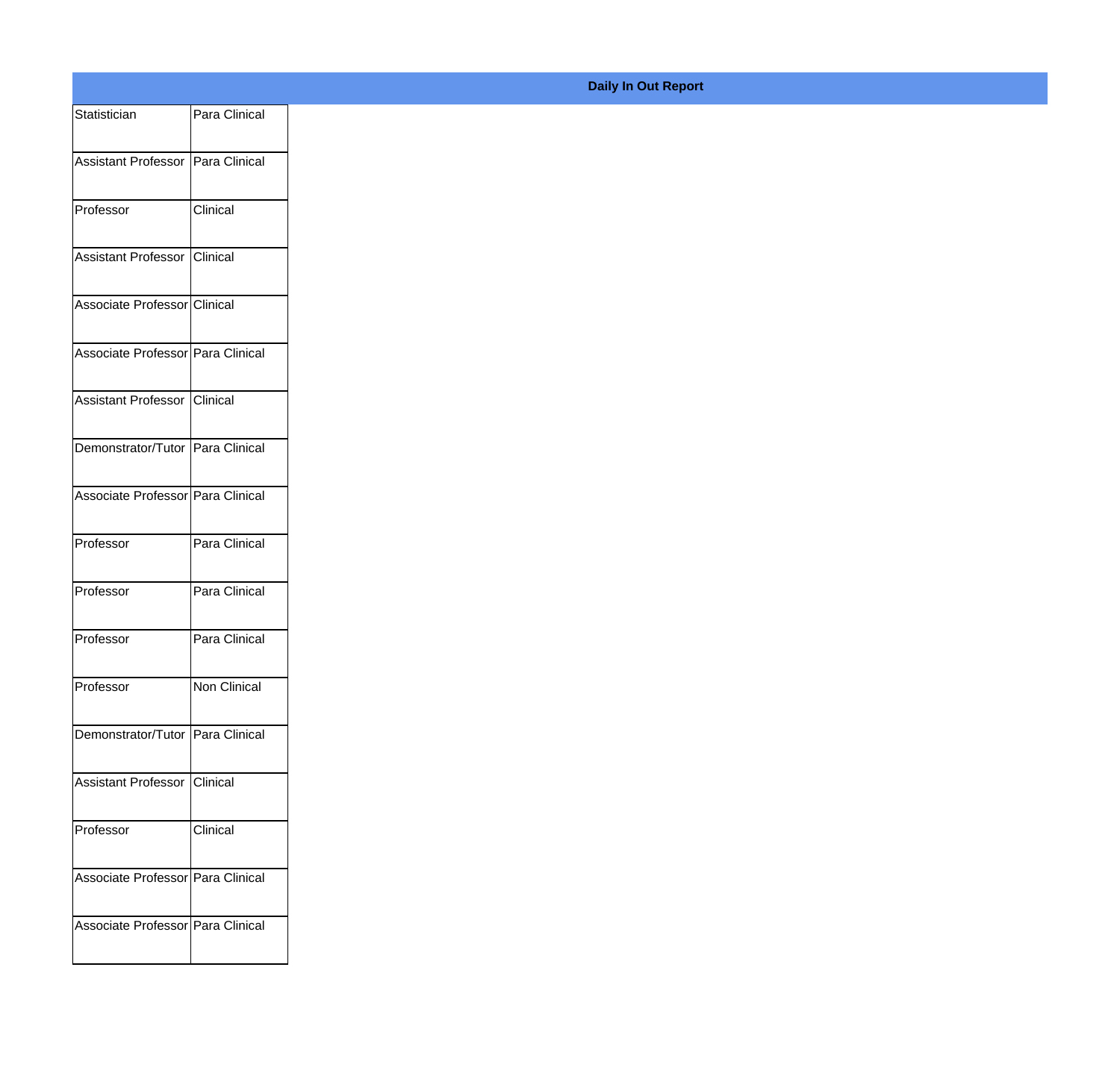**Daily In Out Report**

| | |
|---|---|
| Statistician | Para Clinical |
| Assistant Professor | Para Clinical |
| Professor | Clinical |
| Assistant Professor | Clinical |
| Associate Professor | Clinical |
| Associate Professor | Para Clinical |
| Assistant Professor | Clinical |
| Demonstrator/Tutor | Para Clinical |
| Associate Professor | Para Clinical |
| Professor | Para Clinical |
| Professor | Para Clinical |
| Professor | Para Clinical |
| Professor | Non Clinical |
| Demonstrator/Tutor | Para Clinical |
| Assistant Professor | Clinical |
| Professor | Clinical |
| Associate Professor | Para Clinical |
| Associate Professor | Para Clinical |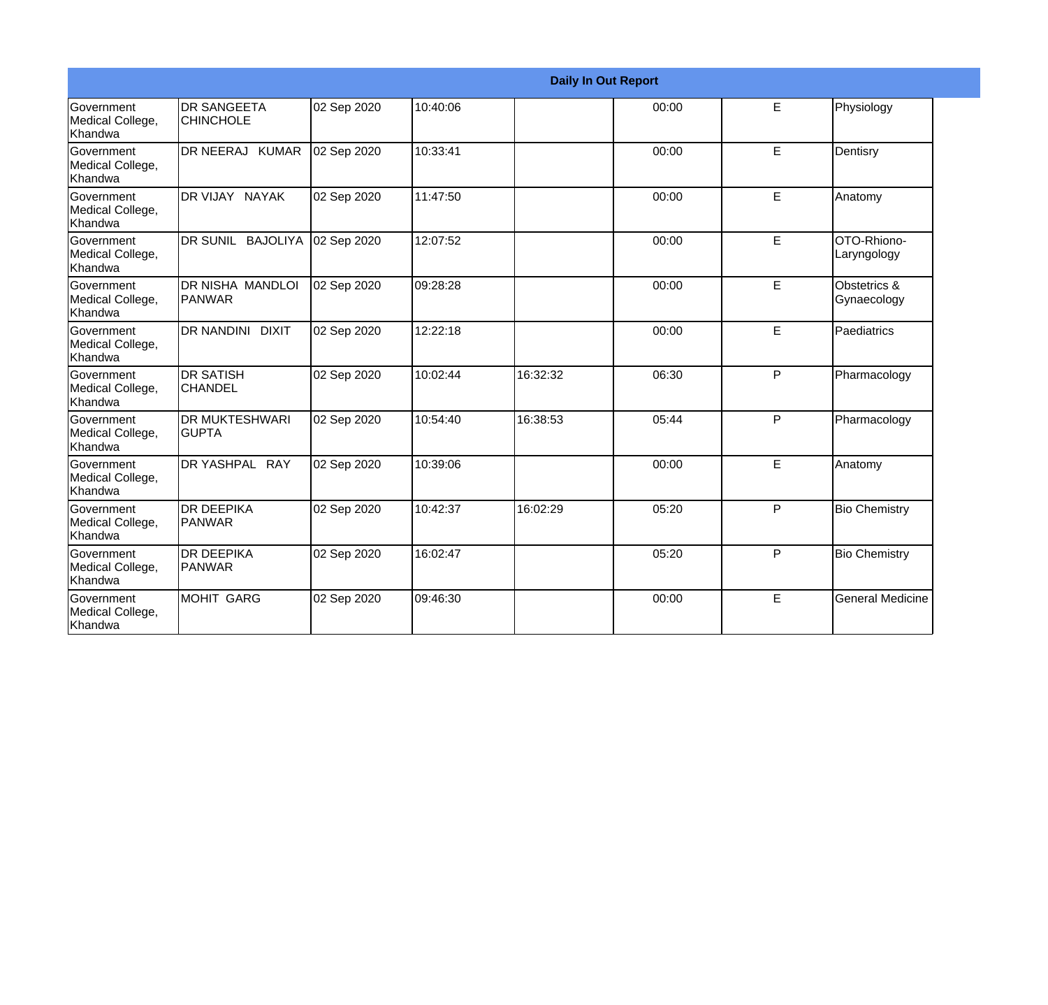| Daily In Out Report | | | | | | | |
|---|---|---|---|---|---|---|---|
| Government Medical College, Khandwa | DR SANGEETA CHINCHOLE | 02 Sep 2020 | 10:40:06 | | 00:00 | E | Physiology |
| Government Medical College, Khandwa | DR NEERAJ KUMAR | 02 Sep 2020 | 10:33:41 | | 00:00 | E | Dentisry |
| Government Medical College, Khandwa | DR VIJAY NAYAK | 02 Sep 2020 | 11:47:50 | | 00:00 | E | Anatomy |
| Government Medical College, Khandwa | DR SUNIL BAJOLIYA | 02 Sep 2020 | 12:07:52 | | 00:00 | E | OTO-Rhiono-Laryngology |
| Government Medical College, Khandwa | DR NISHA MANDLOI PANWAR | 02 Sep 2020 | 09:28:28 | | 00:00 | E | Obstetrics & Gynaecology |
| Government Medical College, Khandwa | DR NANDINI DIXIT | 02 Sep 2020 | 12:22:18 | | 00:00 | E | Paediatrics |
| Government Medical College, Khandwa | DR SATISH CHANDEL | 02 Sep 2020 | 10:02:44 | 16:32:32 | 06:30 | P | Pharmacology |
| Government Medical College, Khandwa | DR MUKTESHWARI GUPTA | 02 Sep 2020 | 10:54:40 | 16:38:53 | 05:44 | P | Pharmacology |
| Government Medical College, Khandwa | DR YASHPAL RAY | 02 Sep 2020 | 10:39:06 | | 00:00 | E | Anatomy |
| Government Medical College, Khandwa | DR DEEPIKA PANWAR | 02 Sep 2020 | 10:42:37 | 16:02:29 | 05:20 | P | Bio Chemistry |
| Government Medical College, Khandwa | DR DEEPIKA PANWAR | 02 Sep 2020 | 16:02:47 | | 05:20 | P | Bio Chemistry |
| Government Medical College, Khandwa | MOHIT GARG | 02 Sep 2020 | 09:46:30 | | 00:00 | E | General Medicine |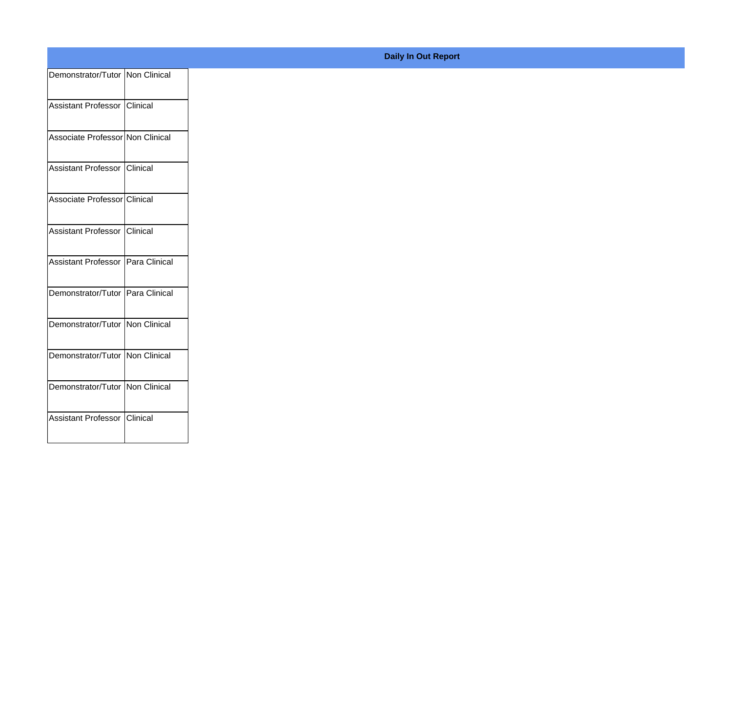**Daily In Out Report**

| | |
|---|---|
| Demonstrator/Tutor | Non Clinical |
| Assistant Professor | Clinical |
| Associate Professor | Non Clinical |
| Assistant Professor | Clinical |
| Associate Professor | Clinical |
| Assistant Professor | Clinical |
| Assistant Professor | Para Clinical |
| Demonstrator/Tutor | Para Clinical |
| Demonstrator/Tutor | Non Clinical |
| Demonstrator/Tutor | Non Clinical |
| Demonstrator/Tutor | Non Clinical |
| Assistant Professor | Clinical |